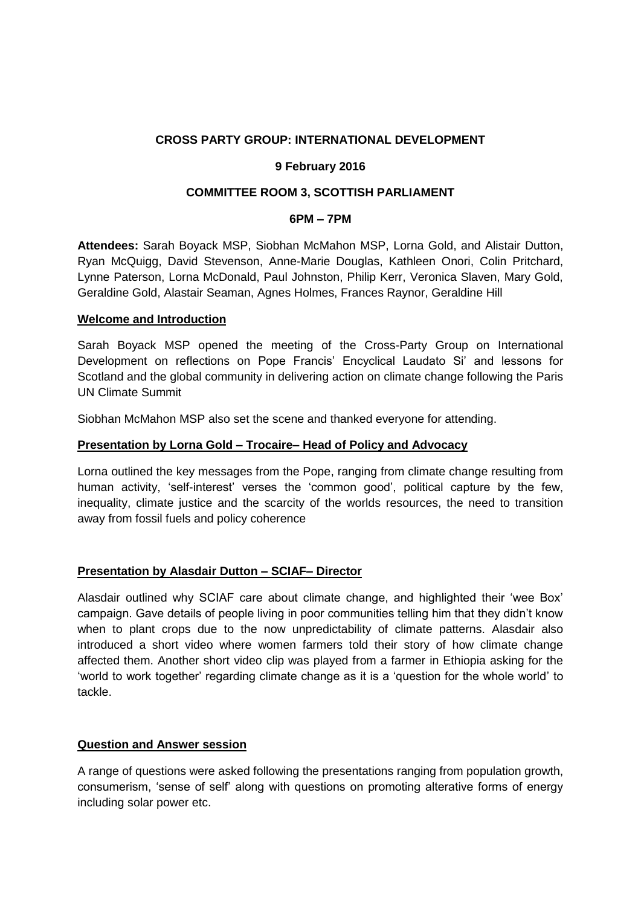**CROSS PARTY GROUP: INTERNATIONAL DEVELOPMENT**

**9 February 2016**

**COMMITTEE ROOM 3, SCOTTISH PARLIAMENT**

**6PM – 7PM**

**Attendees:** Sarah Boyack MSP, Siobhan McMahon MSP, Lorna Gold, and Alistair Dutton, Ryan McQuigg, David Stevenson, Anne-Marie Douglas, Kathleen Onori, Colin Pritchard, Lynne Paterson, Lorna McDonald, Paul Johnston, Philip Kerr, Veronica Slaven, Mary Gold, Geraldine Gold, Alastair Seaman, Agnes Holmes, Frances Raynor, Geraldine Hill

**Welcome and Introduction**

Sarah Boyack MSP opened the meeting of the Cross-Party Group on International Development on reflections on Pope Francis' Encyclical Laudato Si' and lessons for Scotland and the global community in delivering action on climate change following the Paris UN Climate Summit

Siobhan McMahon MSP also set the scene and thanked everyone for attending.

**Presentation by Lorna Gold – Trocaire– Head of Policy and Advocacy**

Lorna outlined the key messages from the Pope, ranging from climate change resulting from human activity, 'self-interest' verses the 'common good', political capture by the few, inequality, climate justice and the scarcity of the worlds resources, the need to transition away from fossil fuels and policy coherence

**Presentation by Alasdair Dutton – SCIAF– Director**

Alasdair outlined why SCIAF care about climate change, and highlighted their 'wee Box' campaign. Gave details of people living in poor communities telling him that they didn't know when to plant crops due to the now unpredictability of climate patterns. Alasdair also introduced a short video where women farmers told their story of how climate change affected them. Another short video clip was played from a farmer in Ethiopia asking for the 'world to work together' regarding climate change as it is a 'question for the whole world' to tackle.

**Question and Answer session**

A range of questions were asked following the presentations ranging from population growth, consumerism, 'sense of self' along with questions on promoting alterative forms of energy including solar power etc.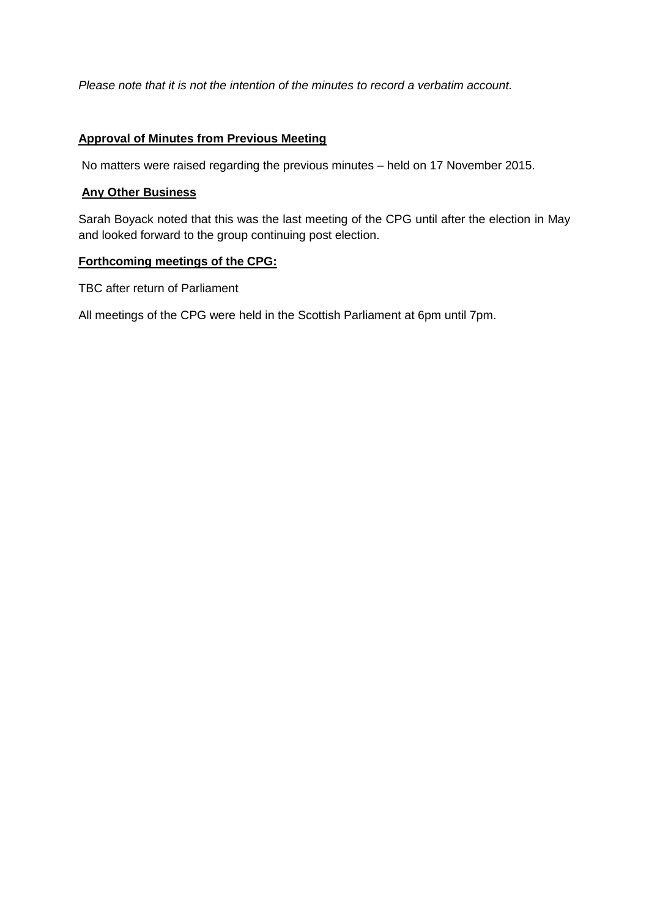*Please note that it is not the intention of the minutes to record a verbatim account.*

**Approval of Minutes from Previous Meeting**

No matters were raised regarding the previous minutes – held on 17 November 2015.

**Any Other Business**

Sarah Boyack noted that this was the last meeting of the CPG until after the election in May and looked forward to the group continuing post election.

**Forthcoming meetings of the CPG:**

TBC after return of Parliament

All meetings of the CPG were held in the Scottish Parliament at 6pm until 7pm.